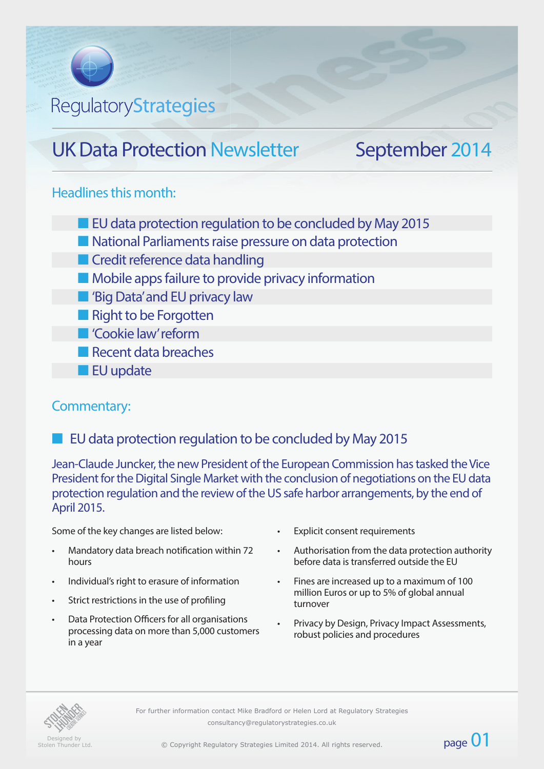RegulatoryStrategies

# UK Data Protection Newsletter — September 2014

## Headlines this month:

- EU data protection regulation to be concluded by May 2015
- National Parliaments raise pressure on data protection
- Credit reference data handling
- Mobile apps failure to provide privacy information
- 'Big Data' and EU privacy law
- Right to be Forgotten
- 'Cookie law' reform
- Recent data breaches
- EU update

## Commentary:

### EU data protection regulation to be concluded by May 2015

Jean-Claude Juncker, the new President of the European Commission has tasked the Vice President for the Digital Single Market with the conclusion of negotiations on the EU data protection regulation and the review of the US safe harbor arrangements, by the end of April 2015.

Some of the key changes are listed below:

- Mandatory data breach notification within 72 hours
- Individual's right to erasure of information
- Strict restrictions in the use of profiling
- Data Protection Officers for all organisations processing data on more than 5,000 customers in a year
- Explicit consent requirements
- Authorisation from the data protection authority before data is transferred outside the EU
- Fines are increased up to a maximum of 100 million Euros or up to 5% of global annual turnover
- Privacy by Design, Privacy Impact Assessments, robust policies and procedures

For further information contact Mike Bradford or Helen Lord at Regulatory Strategies
consultancy@regulatorystrategies.co.uk

© Copyright Regulatory Strategies Limited 2014. All rights reserved.

Designed by Stolen Thunder Ltd.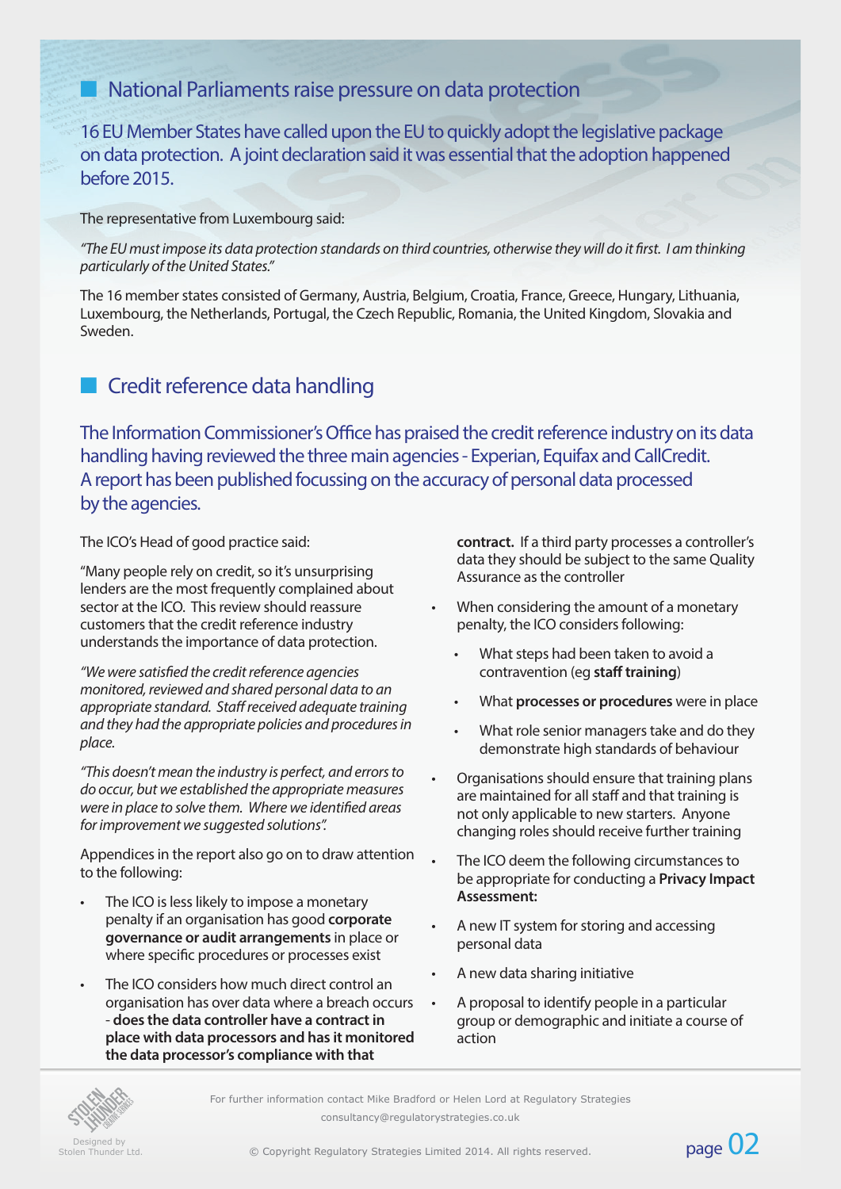## National Parliaments raise pressure on data protection

16 EU Member States have called upon the EU to quickly adopt the legislative package on data protection. A joint declaration said it was essential that the adoption happened before 2015.

The representative from Luxembourg said:

*"The EU must impose its data protection standards on third countries, otherwise they will do it first. I am thinking particularly of the United States."*

The 16 member states consisted of Germany, Austria, Belgium, Croatia, France, Greece, Hungary, Lithuania, Luxembourg, the Netherlands, Portugal, the Czech Republic, Romania, the United Kingdom, Slovakia and Sweden.

## Credit reference data handling

The Information Commissioner's Office has praised the credit reference industry on its data handling having reviewed the three main agencies - Experian, Equifax and CallCredit. A report has been published focussing on the accuracy of personal data processed by the agencies.

The ICO's Head of good practice said:

"Many people rely on credit, so it's unsurprising lenders are the most frequently complained about sector at the ICO. This review should reassure customers that the credit reference industry understands the importance of data protection.

*"We were satisfied the credit reference agencies monitored, reviewed and shared personal data to an appropriate standard. Staff received adequate training and they had the appropriate policies and procedures in place.*

*"This doesn't mean the industry is perfect, and errors to do occur, but we established the appropriate measures were in place to solve them. Where we identified areas for improvement we suggested solutions".*

Appendices in the report also go on to draw attention to the following:

- The ICO is less likely to impose a monetary penalty if an organisation has good **corporate governance or audit arrangements** in place or where specific procedures or processes exist
- The ICO considers how much direct control an organisation has over data where a breach occurs - **does the data controller have a contract in place with data processors and has it monitored the data processor's compliance with that contract.** If a third party processes a controller's data they should be subject to the same Quality Assurance as the controller
- When considering the amount of a monetary penalty, the ICO considers following:
  - What steps had been taken to avoid a contravention (eg **staff training**)
  - What **processes or procedures** were in place
  - What role senior managers take and do they demonstrate high standards of behaviour
- Organisations should ensure that training plans are maintained for all staff and that training is not only applicable to new starters. Anyone changing roles should receive further training
- The ICO deem the following circumstances to be appropriate for conducting a **Privacy Impact Assessment:**
- A new IT system for storing and accessing personal data
- A new data sharing initiative
- A proposal to identify people in a particular group or demographic and initiate a course of action

For further information contact Mike Bradford or Helen Lord at Regulatory Strategies
consultancy@regulatorystrategies.co.uk

© Copyright Regulatory Strategies Limited 2014. All rights reserved.

Designed by Stolen Thunder Ltd.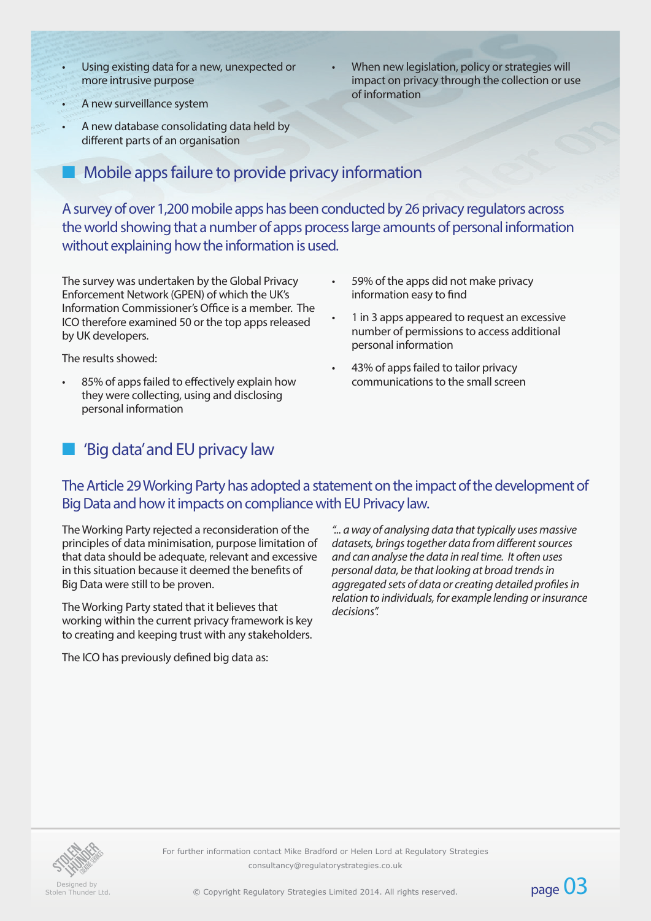- Using existing data for a new, unexpected or more intrusive purpose
- A new surveillance system
- A new database consolidating data held by different parts of an organisation
- When new legislation, policy or strategies will impact on privacy through the collection or use of information

## Mobile apps failure to provide privacy information

### A survey of over 1,200 mobile apps has been conducted by 26 privacy regulators across the world showing that a number of apps process large amounts of personal information without explaining how the information is used.

The survey was undertaken by the Global Privacy Enforcement Network (GPEN) of which the UK's Information Commissioner's Office is a member. The ICO therefore examined 50 or the top apps released by UK developers.

The results showed:

- 85% of apps failed to effectively explain how they were collecting, using and disclosing personal information
- 59% of the apps did not make privacy information easy to find
- 1 in 3 apps appeared to request an excessive number of permissions to access additional personal information
- 43% of apps failed to tailor privacy communications to the small screen

## 'Big data' and EU privacy law

### The Article 29 Working Party has adopted a statement on the impact of the development of Big Data and how it impacts on compliance with EU Privacy law.

The Working Party rejected a reconsideration of the principles of data minimisation, purpose limitation of that data should be adequate, relevant and excessive in this situation because it deemed the benefits of Big Data were still to be proven.

The Working Party stated that it believes that working within the current privacy framework is key to creating and keeping trust with any stakeholders.

The ICO has previously defined big data as:

*"... a way of analysing data that typically uses massive datasets, brings together data from different sources and can analyse the data in real time. It often uses personal data, be that looking at broad trends in aggregated sets of data or creating detailed profiles in relation to individuals, for example lending or insurance decisions".*

For further information contact Mike Bradford or Helen Lord at Regulatory Strategies
consultancy@regulatorystrategies.co.uk

© Copyright Regulatory Strategies Limited 2014. All rights reserved.

Designed by Stolen Thunder Ltd.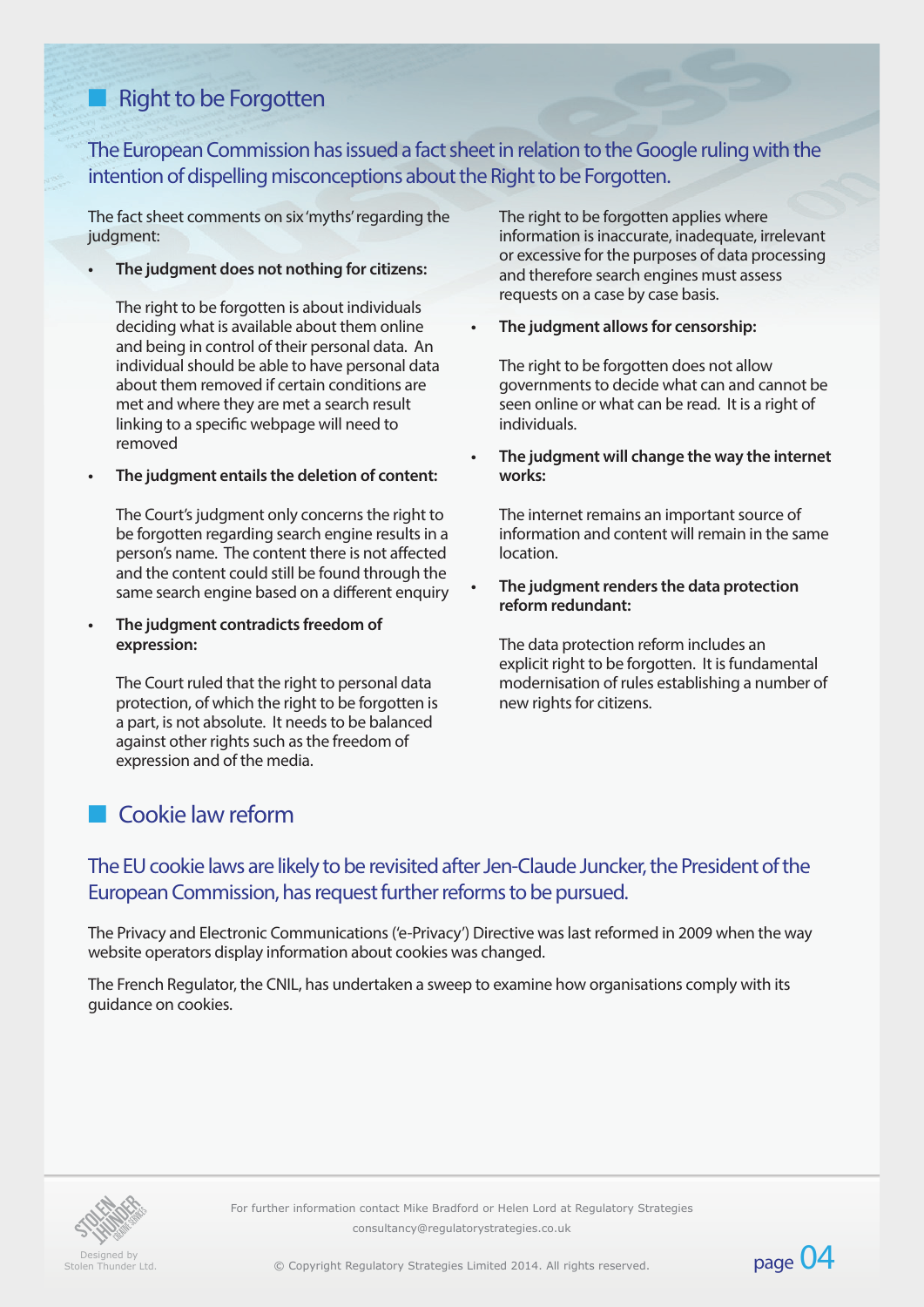## Right to be Forgotten

The European Commission has issued a fact sheet in relation to the Google ruling with the intention of dispelling misconceptions about the Right to be Forgotten.

The fact sheet comments on six 'myths' regarding the judgment:

- **The judgment does not nothing for citizens:**

  The right to be forgotten is about individuals deciding what is available about them online and being in control of their personal data. An individual should be able to have personal data about them removed if certain conditions are met and where they are met a search result linking to a specific webpage will need to removed

- **The judgment entails the deletion of content:**

  The Court's judgment only concerns the right to be forgotten regarding search engine results in a person's name. The content there is not affected and the content could still be found through the same search engine based on a different enquiry

- **The judgment contradicts freedom of expression:**

  The Court ruled that the right to personal data protection, of which the right to be forgotten is a part, is not absolute. It needs to be balanced against other rights such as the freedom of expression and of the media.

  The right to be forgotten applies where information is inaccurate, inadequate, irrelevant or excessive for the purposes of data processing and therefore search engines must assess requests on a case by case basis.

- **The judgment allows for censorship:**

  The right to be forgotten does not allow governments to decide what can and cannot be seen online or what can be read. It is a right of individuals.

- **The judgment will change the way the internet works:**

  The internet remains an important source of information and content will remain in the same location.

- **The judgment renders the data protection reform redundant:**

  The data protection reform includes an explicit right to be forgotten. It is fundamental modernisation of rules establishing a number of new rights for citizens.

## Cookie law reform

The EU cookie laws are likely to be revisited after Jen-Claude Juncker, the President of the European Commission, has request further reforms to be pursued.

The Privacy and Electronic Communications ('e-Privacy') Directive was last reformed in 2009 when the way website operators display information about cookies was changed.

The French Regulator, the CNIL, has undertaken a sweep to examine how organisations comply with its guidance on cookies.

For further information contact Mike Bradford or Helen Lord at Regulatory Strategies
consultancy@regulatorystrategies.co.uk

Designed by Stolen Thunder Ltd.

© Copyright Regulatory Strategies Limited 2014. All rights reserved.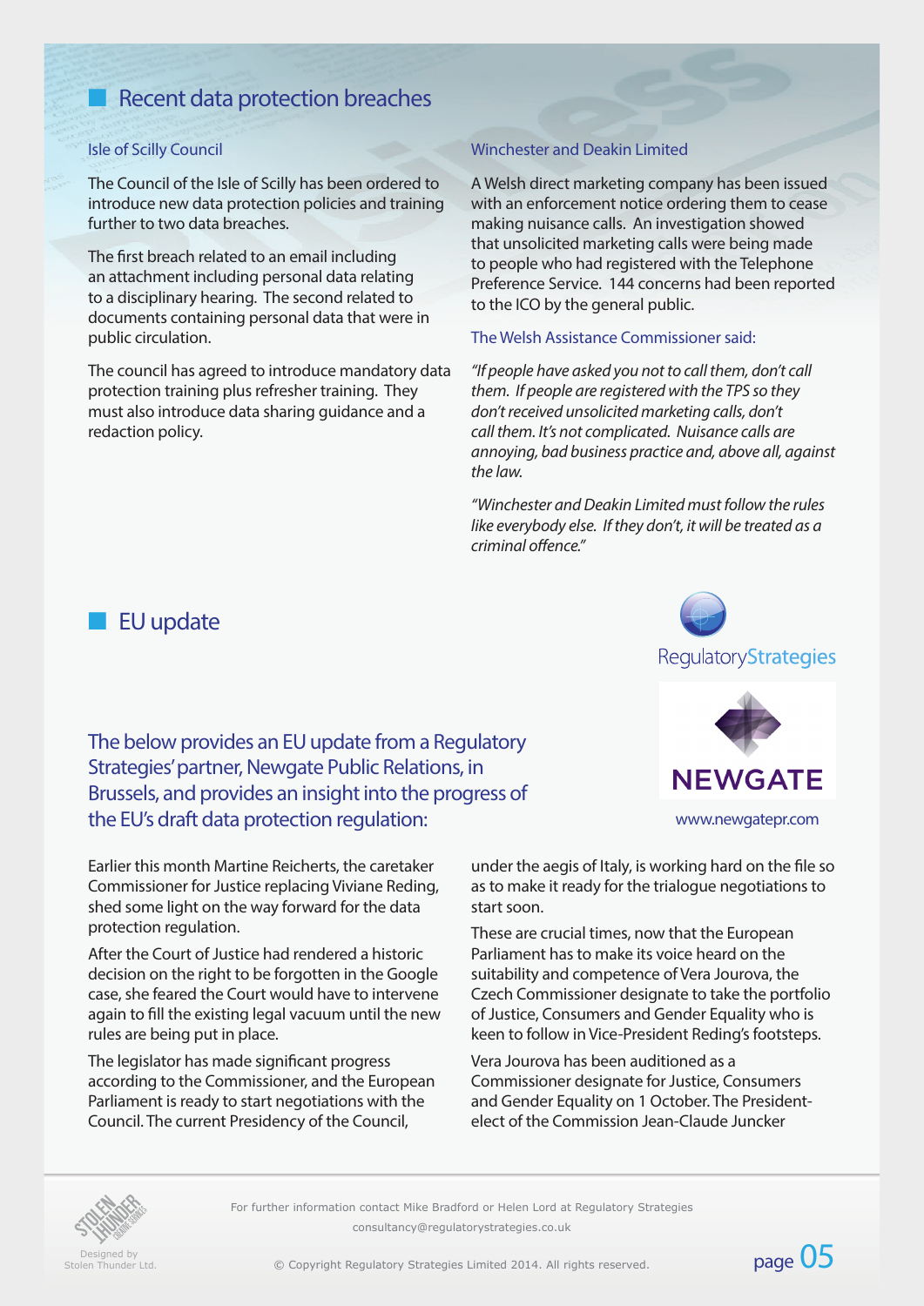## Recent data protection breaches

### Isle of Scilly Council

The Council of the Isle of Scilly has been ordered to introduce new data protection policies and training further to two data breaches.

The first breach related to an email including an attachment including personal data relating to a disciplinary hearing. The second related to documents containing personal data that were in public circulation.

The council has agreed to introduce mandatory data protection training plus refresher training. They must also introduce data sharing guidance and a redaction policy.

### Winchester and Deakin Limited

A Welsh direct marketing company has been issued with an enforcement notice ordering them to cease making nuisance calls. An investigation showed that unsolicited marketing calls were being made to people who had registered with the Telephone Preference Service. 144 concerns had been reported to the ICO by the general public.

The Welsh Assistance Commissioner said:

*"If people have asked you not to call them, don't call them. If people are registered with the TPS so they don't received unsolicited marketing calls, don't call them. It's not complicated. Nuisance calls are annoying, bad business practice and, above all, against the law.*

*"Winchester and Deakin Limited must follow the rules like everybody else. If they don't, it will be treated as a criminal offence."*

## EU update

RegulatoryStrategies

NEWGATE

www.newgatepr.com

The below provides an EU update from a Regulatory Strategies' partner, Newgate Public Relations, in Brussels, and provides an insight into the progress of the EU's draft data protection regulation:

Earlier this month Martine Reicherts, the caretaker Commissioner for Justice replacing Viviane Reding, shed some light on the way forward for the data protection regulation.

After the Court of Justice had rendered a historic decision on the right to be forgotten in the Google case, she feared the Court would have to intervene again to fill the existing legal vacuum until the new rules are being put in place.

The legislator has made significant progress according to the Commissioner, and the European Parliament is ready to start negotiations with the Council. The current Presidency of the Council, under the aegis of Italy, is working hard on the file so as to make it ready for the trilogue negotiations to start soon.

These are crucial times, now that the European Parliament has to make its voice heard on the suitability and competence of Vera Jourova, the Czech Commissioner designate to take the portfolio of Justice, Consumers and Gender Equality who is keen to follow in Vice-President Reding's footsteps.

Vera Jourova has been auditioned as a Commissioner designate for Justice, Consumers and Gender Equality on 1 October. The President-elect of the Commission Jean-Claude Juncker

For further information contact Mike Bradford or Helen Lord at Regulatory Strategies
consultancy@regulatorystrategies.co.uk

© Copyright Regulatory Strategies Limited 2014. All rights reserved.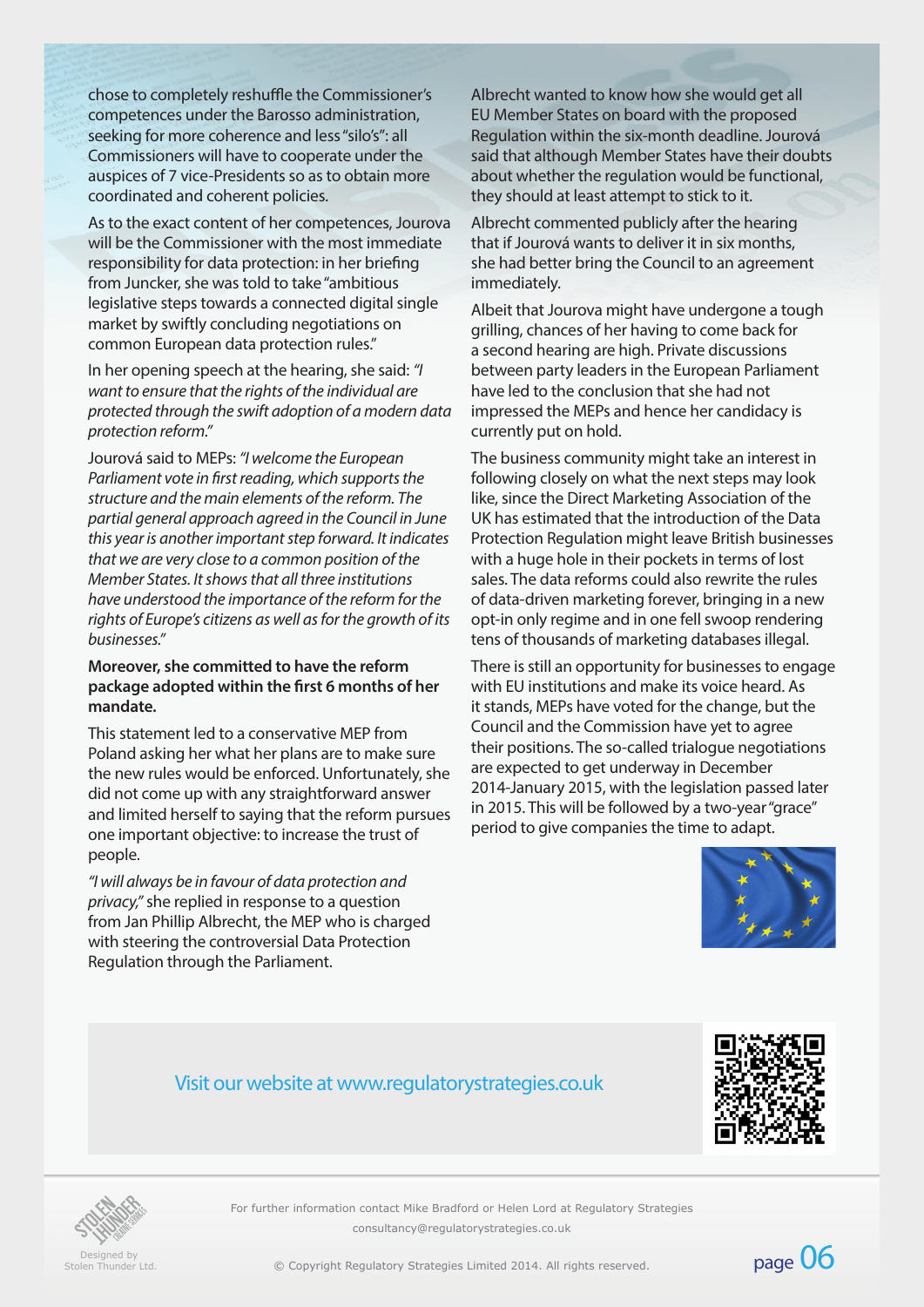chose to completely reshuffle the Commissioner's competences under the Barosso administration, seeking for more coherence and less "silo's": all Commissioners will have to cooperate under the auspices of 7 vice-Presidents so as to obtain more coordinated and coherent policies.

As to the exact content of her competences, Jourova will be the Commissioner with the most immediate responsibility for data protection: in her briefing from Juncker, she was told to take "ambitious legislative steps towards a connected digital single market by swiftly concluding negotiations on common European data protection rules."

In her opening speech at the hearing, she said: *"I want to ensure that the rights of the individual are protected through the swift adoption of a modern data protection reform."*

Jourová said to MEPs: *"I welcome the European Parliament vote in first reading, which supports the structure and the main elements of the reform. The partial general approach agreed in the Council in June this year is another important step forward. It indicates that we are very close to a common position of the Member States. It shows that all three institutions have understood the importance of the reform for the rights of Europe's citizens as well as for the growth of its businesses."*

**Moreover, she committed to have the reform package adopted within the first 6 months of her mandate.**

This statement led to a conservative MEP from Poland asking her what her plans are to make sure the new rules would be enforced. Unfortunately, she did not come up with any straightforward answer and limited herself to saying that the reform pursues one important objective: to increase the trust of people.

*"I will always be in favour of data protection and privacy,"* she replied in response to a question from Jan Phillip Albrecht, the MEP who is charged with steering the controversial Data Protection Regulation through the Parliament.

Albrecht wanted to know how she would get all EU Member States on board with the proposed Regulation within the six-month deadline. Jourová said that although Member States have their doubts about whether the regulation would be functional, they should at least attempt to stick to it.

Albrecht commented publicly after the hearing that if Jourová wants to deliver it in six months, she had better bring the Council to an agreement immediately.

Albeit that Jourova might have undergone a tough grilling, chances of her having to come back for a second hearing are high. Private discussions between party leaders in the European Parliament have led to the conclusion that she had not impressed the MEPs and hence her candidacy is currently put on hold.

The business community might take an interest in following closely on what the next steps may look like, since the Direct Marketing Association of the UK has estimated that the introduction of the Data Protection Regulation might leave British businesses with a huge hole in their pockets in terms of lost sales. The data reforms could also rewrite the rules of data-driven marketing forever, bringing in a new opt-in only regime and in one fell swoop rendering tens of thousands of marketing databases illegal.

There is still an opportunity for businesses to engage with EU institutions and make its voice heard. As it stands, MEPs have voted for the change, but the Council and the Commission have yet to agree their positions. The so-called trialogue negotiations are expected to get underway in December 2014-January 2015, with the legislation passed later in 2015. This will be followed by a two-year "grace" period to give companies the time to adapt.

Visit our website at www.regulatorystrategies.co.uk

Designed by Stolen Thunder Ltd.

For further information contact Mike Bradford or Helen Lord at Regulatory Strategies
consultancy@regulatorystrategies.co.uk

© Copyright Regulatory Strategies Limited 2014. All rights reserved.